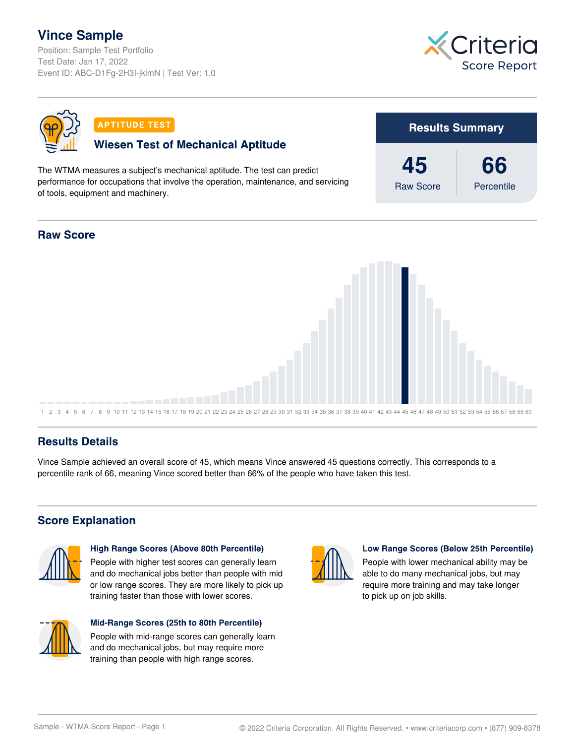# Vince Sample

Position: Sample Test Portfolio
Test Date: Jan 17, 2022
Event ID: ABC-D1Fg-2H3I-jklmN | Test Ver: 1.0

Criteria Score Report

**APTITUDE TEST**

## Wiesen Test of Mechanical Aptitude

The WTMA measures a subject's mechanical aptitude. The test can predict performance for occupations that involve the operation, maintenance, and servicing of tools, equipment and machinery.

### Results Summary

| 45 | 66 |
|---|---|
| Raw Score | Percentile |

## Raw Score

1 2 3 4 5 6 7 8 9 10 11 12 13 14 15 16 17 18 19 20 21 22 23 24 25 26 27 28 29 30 31 32 33 34 35 36 37 38 39 40 41 42 43 44 45 46 47 48 49 50 51 52 53 54 55 56 57 58 59 60

## Results Details

Vince Sample achieved an overall score of 45, which means Vince answered 45 questions correctly. This corresponds to a percentile rank of 66, meaning Vince scored better than 66% of the people who have taken this test.

## Score Explanation

**High Range Scores (Above 80th Percentile)**

People with higher test scores can generally learn and do mechanical jobs better than people with mid or low range scores. They are more likely to pick up training faster than those with lower scores.

**Mid-Range Scores (25th to 80th Percentile)**

People with mid-range scores can generally learn and do mechanical jobs, but may require more training than people with high range scores.

**Low Range Scores (Below 25th Percentile)**

People with lower mechanical ability may be able to do many mechanical jobs, but may require more training and may take longer to pick up on job skills.

Sample - WTMA Score Report

© 2022 Criteria Corporation. All Rights Reserved. • www.criteriacorp.com • (877) 909-8378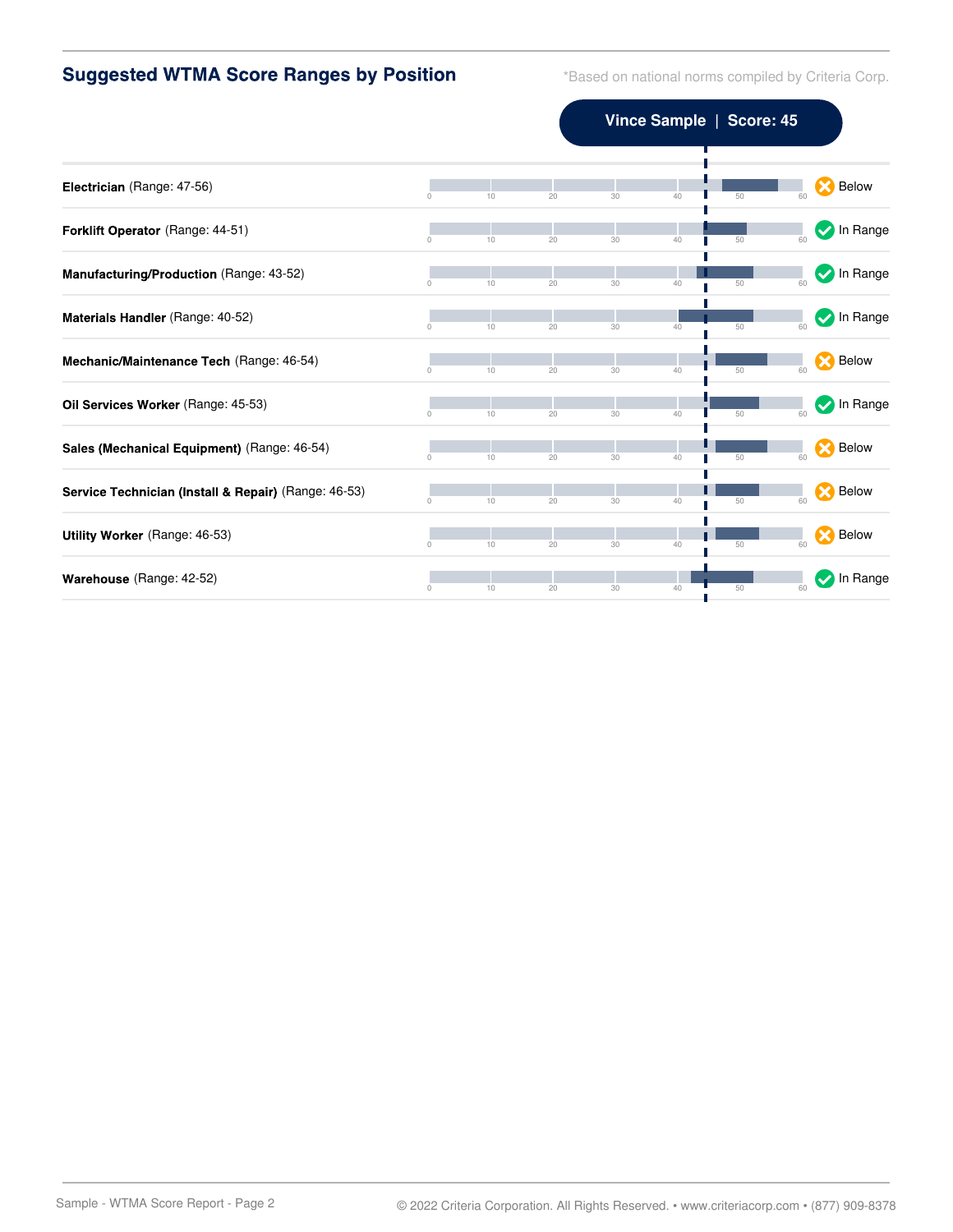## Suggested WTMA Score Ranges by Position

*Based on national norms compiled by Criteria Corp.

Vince Sample | Score: 45

**Electrician** (Range: 47-56)
0 10 20 30 40 50 60
Below

**Forklift Operator** (Range: 44-51)
0 10 20 30 40 50 60
In Range

**Manufacturing/Production** (Range: 43-52)
0 10 20 30 40 50 60
In Range

**Materials Handler** (Range: 40-52)
0 10 20 30 40 50 60
In Range

**Mechanic/Maintenance Tech** (Range: 46-54)
0 10 20 30 40 50 60
Below

**Oil Services Worker** (Range: 45-53)
0 10 20 30 40 50 60
In Range

**Sales (Mechanical Equipment)** (Range: 46-54)
0 10 20 30 40 50 60
Below

**Service Technician (Install & Repair)** (Range: 46-53)
0 10 20 30 40 50 60
Below

**Utility Worker** (Range: 46-53)
0 10 20 30 40 50 60
Below

**Warehouse** (Range: 42-52)
0 10 20 30 40 50 60
In Range

Sample - WTMA Score Report - Page 2

© 2022 Criteria Corporation. All Rights Reserved. • www.criteriacorp.com • (877) 909-8378